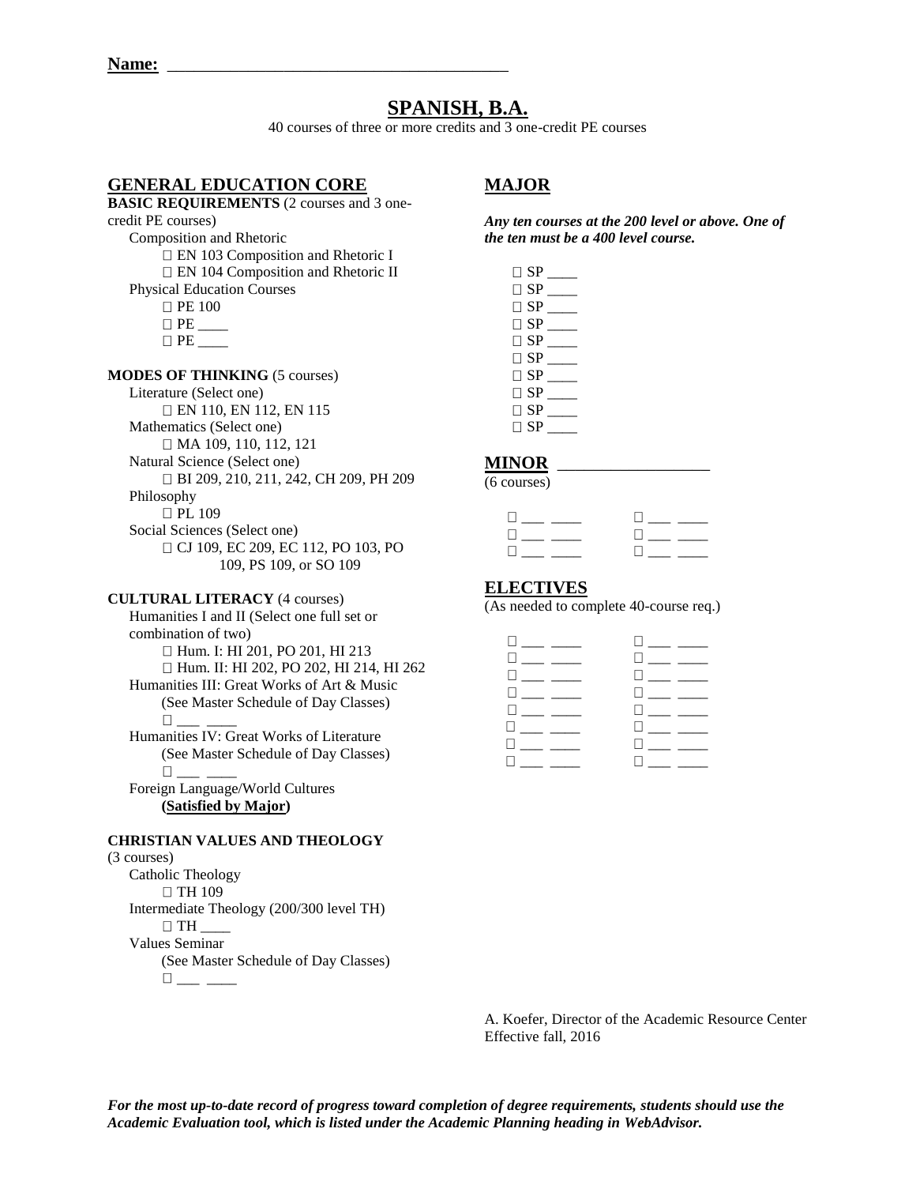**Name:** \_\_\_\_\_\_\_\_\_\_\_\_\_\_\_\_\_\_\_\_\_\_\_\_\_\_\_\_\_\_\_\_\_\_\_\_\_\_\_\_

# SPANISH, B.A.

40 courses of three or more credits and 3 one-credit PE courses

## GENERAL EDUCATION CORE

**BASIC REQUIREMENTS** (2 courses and 3 one-credit PE courses)

Composition and Rhetoric
- ☐ EN 103 Composition and Rhetoric I
- ☐ EN 104 Composition and Rhetoric II

Physical Education Courses
- ☐ PE 100
- ☐ PE ____
- ☐ PE ____

**MODES OF THINKING** (5 courses)

Literature (Select one)
- ☐ EN 110, EN 112, EN 115

Mathematics (Select one)
- ☐ MA 109, 110, 112, 121

Natural Science (Select one)
- ☐ BI 209, 210, 211, 242, CH 209, PH 209

Philosophy
- ☐ PL 109

Social Sciences (Select one)
- ☐ CJ 109, EC 209, EC 112, PO 103, PO 109, PS 109, or SO 109

**CULTURAL LITERACY** (4 courses)

Humanities I and II (Select one full set or combination of two)
- ☐ Hum. I: HI 201, PO 201, HI 213
- ☐ Hum. II: HI 202, PO 202, HI 214, HI 262

Humanities III: Great Works of Art & Music
(See Master Schedule of Day Classes)
- ☐ ___ ____

Humanities IV: Great Works of Literature
(See Master Schedule of Day Classes)
- ☐ ___ ____

Foreign Language/World Cultures
**(Satisfied by Major)**

**CHRISTIAN VALUES AND THEOLOGY** (3 courses)

Catholic Theology
- ☐ TH 109

Intermediate Theology (200/300 level TH)
- ☐ TH ____

Values Seminar
(See Master Schedule of Day Classes)
- ☐ ___ ____

## MAJOR

***Any ten courses at the 200 level or above. One of the ten must be a 400 level course.***

- ☐ SP ____
- ☐ SP ____
- ☐ SP ____
- ☐ SP ____
- ☐ SP ____
- ☐ SP ____
- ☐ SP ____
- ☐ SP ____
- ☐ SP ____
- ☐ SP ____

## MINOR \_\_\_\_\_\_\_\_\_\_\_\_\_\_\_\_\_\_

(6 courses)

| | |
|---|---|
| ☐ ___ ____ | ☐ ___ ____ |
| ☐ ___ ____ | ☐ ___ ____ |
| ☐ ___ ____ | ☐ ___ ____ |

## ELECTIVES

(As needed to complete 40-course req.)

| | |
|---|---|
| ☐ ___ ____ | ☐ ___ ____ |
| ☐ ___ ____ | ☐ ___ ____ |
| ☐ ___ ____ | ☐ ___ ____ |
| ☐ ___ ____ | ☐ ___ ____ |
| ☐ ___ ____ | ☐ ___ ____ |
| ☐ ___ ____ | ☐ ___ ____ |
| ☐ ___ ____ | ☐ ___ ____ |
| ☐ ___ ____ | ☐ ___ ____ |

A. Koefer, Director of the Academic Resource Center
Effective fall, 2016

***For the most up-to-date record of progress toward completion of degree requirements, students should use the Academic Evaluation tool, which is listed under the Academic Planning heading in WebAdvisor.***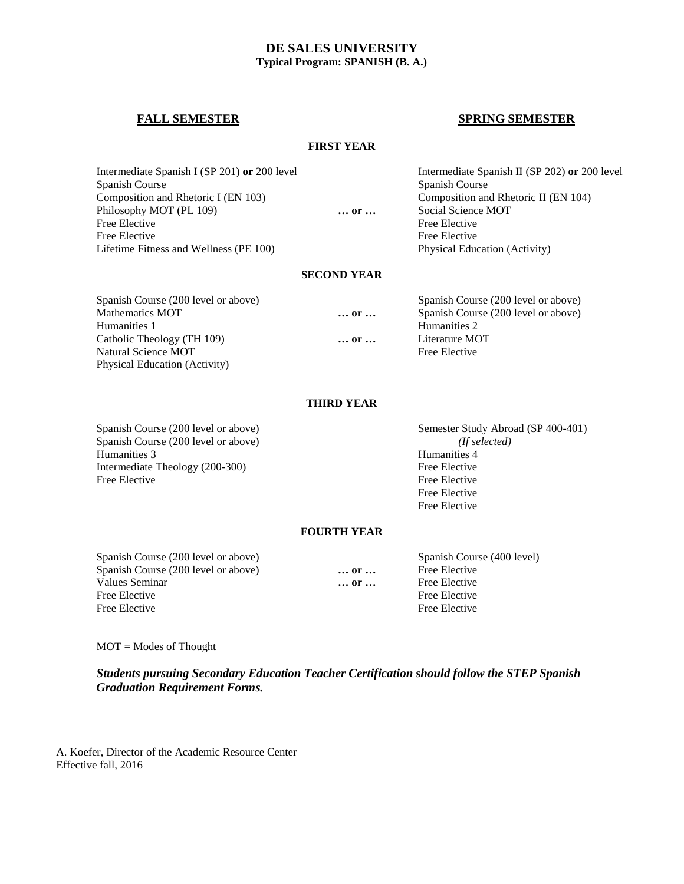# DE SALES UNIVERSITY

**Typical Program: SPANISH (B. A.)**

| FALL SEMESTER | | SPRING SEMESTER |
|---|---|---|
| **FIRST YEAR** | | |
| Intermediate Spanish I (SP 201) **or** 200 level Spanish Course | | Intermediate Spanish II (SP 202) **or** 200 level Spanish Course |
| Composition and Rhetoric I (EN 103) | | Composition and Rhetoric II (EN 104) |
| Philosophy MOT (PL 109) | **… or …** | Social Science MOT |
| Free Elective | | Free Elective |
| Free Elective | | Free Elective |
| Lifetime Fitness and Wellness (PE 100) | | Physical Education (Activity) |
| **SECOND YEAR** | | |
| Spanish Course (200 level or above) | | Spanish Course (200 level or above) |
| Mathematics MOT | **… or …** | Spanish Course (200 level or above) |
| Humanities 1 | | Humanities 2 |
| Catholic Theology (TH 109) | **… or …** | Literature MOT |
| Natural Science MOT | | Free Elective |
| Physical Education (Activity) | | |
| **THIRD YEAR** | | |
| Spanish Course (200 level or above) | | Semester Study Abroad (SP 400-401) *(If selected)* |
| Spanish Course (200 level or above) | | Humanities 4 |
| Humanities 3 | | Free Elective |
| Intermediate Theology (200-300) | | Free Elective |
| Free Elective | | Free Elective |
| | | Free Elective |
| **FOURTH YEAR** | | |
| Spanish Course (200 level or above) | | Spanish Course (400 level) |
| Spanish Course (200 level or above) | **… or …** | Free Elective |
| Values Seminar | **… or …** | Free Elective |
| Free Elective | | Free Elective |
| Free Elective | | Free Elective |

MOT = Modes of Thought

***Students pursuing Secondary Education Teacher Certification should follow the STEP Spanish Graduation Requirement Forms.***

A. Koefer, Director of the Academic Resource Center
Effective fall, 2016